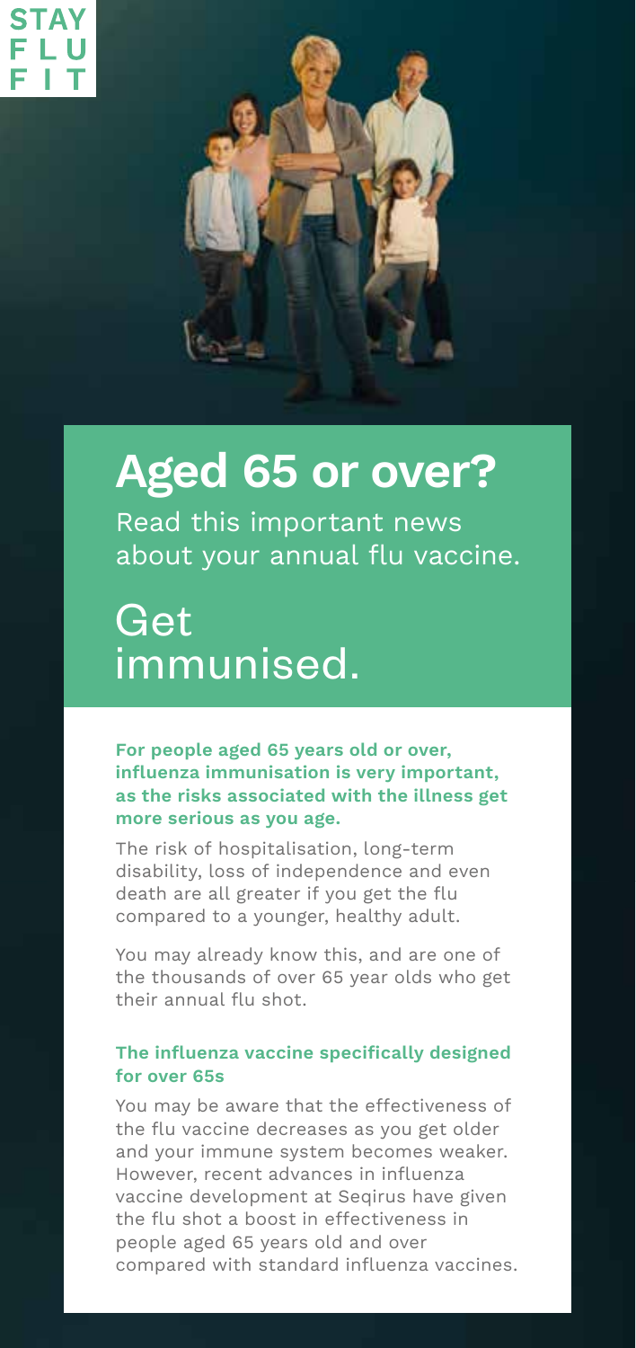STAY FLU FIT

# Aged 65 or over?

Read this important news about your annual flu vaccine.

## Get immunised.

**For people aged 65 years old or over, influenza immunisation is very important, as the risks associated with the illness get more serious as you age.**

The risk of hospitalisation, long-term disability, loss of independence and even death are all greater if you get the flu compared to a younger, healthy adult.

You may already know this, and are one of the thousands of over 65 year olds who get their annual flu shot.

### The influenza vaccine specifically designed for over 65s

You may be aware that the effectiveness of the flu vaccine decreases as you get older and your immune system becomes weaker. However, recent advances in influenza vaccine development at Seqirus have given the flu shot a boost in effectiveness in people aged 65 years old and over compared with standard influenza vaccines.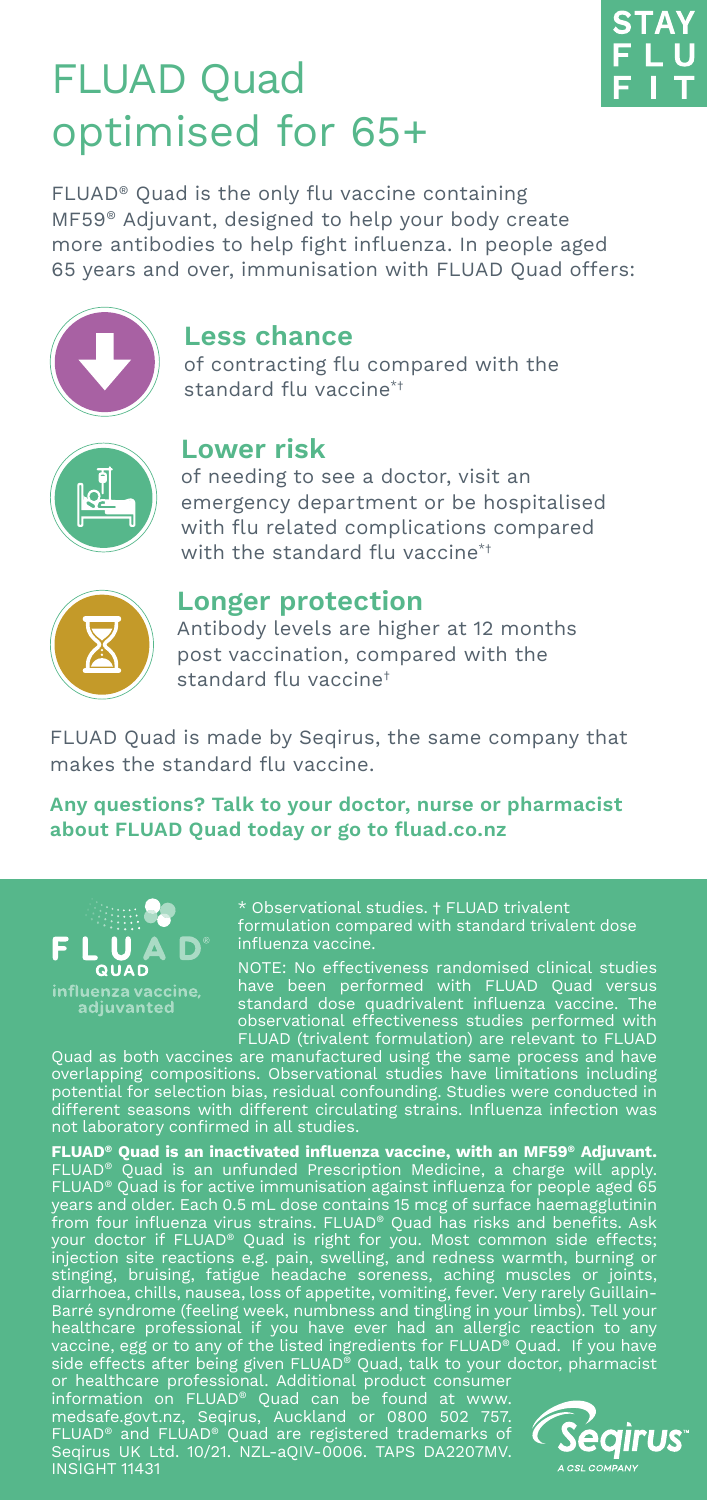# FLUAD Quad optimised for 65+

STAY FLU FIT

FLUAD® Quad is the only flu vaccine containing MF59® Adjuvant, designed to help your body create more antibodies to help fight influenza. In people aged 65 years and over, immunisation with FLUAD Quad offers:

### Less chance

of contracting flu compared with the standard flu vaccine*†

### Lower risk

of needing to see a doctor, visit an emergency department or be hospitalised with flu related complications compared with the standard flu vaccine*†

### Longer protection

Antibody levels are higher at 12 months post vaccination, compared with the standard flu vaccine†

FLUAD Quad is made by Seqirus, the same company that makes the standard flu vaccine.

**Any questions? Talk to your doctor, nurse or pharmacist about FLUAD Quad today or go to fluad.co.nz**

FLUAD® QUAD influenza vaccine, adjuvanted

\* Observational studies. † FLUAD trivalent formulation compared with standard trivalent dose influenza vaccine.

NOTE: No effectiveness randomised clinical studies have been performed with FLUAD Quad versus standard dose quadrivalent influenza vaccine. The observational effectiveness studies performed with FLUAD (trivalent formulation) are relevant to FLUAD Quad as both vaccines are manufactured using the same process and have overlapping compositions. Observational studies have limitations including potential for selection bias, residual confounding. Studies were conducted in different seasons with different circulating strains. Influenza infection was not laboratory confirmed in all studies.

**FLUAD® Quad is an inactivated influenza vaccine, with an MF59® Adjuvant.** FLUAD® Quad is an unfunded Prescription Medicine, a charge will apply. FLUAD® Quad is for active immunisation against influenza for people aged 65 years and older. Each 0.5 mL dose contains 15 mcg of surface haemagglutinin from four influenza virus strains. FLUAD® Quad has risks and benefits. Ask your doctor if FLUAD® Quad is right for you. Most common side effects; injection site reactions e.g. pain, swelling, and redness warmth, burning or stinging, bruising, fatigue headache soreness, aching muscles or joints, diarrhoea, chills, nausea, loss of appetite, vomiting, fever. Very rarely Guillain-Barré syndrome (feeling week, numbness and tingling in your limbs). Tell your healthcare professional if you have ever had an allergic reaction to any vaccine, egg or to any of the listed ingredients for FLUAD® Quad. If you have side effects after being given FLUAD® Quad, talk to your doctor, pharmacist or healthcare professional. Additional product consumer information on FLUAD® Quad can be found at www.medsafe.govt.nz, Seqirus, Auckland or 0800 502 757. FLUAD® and FLUAD® Quad are registered trademarks of Seqirus UK Ltd. 10/21. NZL-aQIV-0006. TAPS DA2207MV. INSIGHT 11431

Seqirus™ A CSL COMPANY